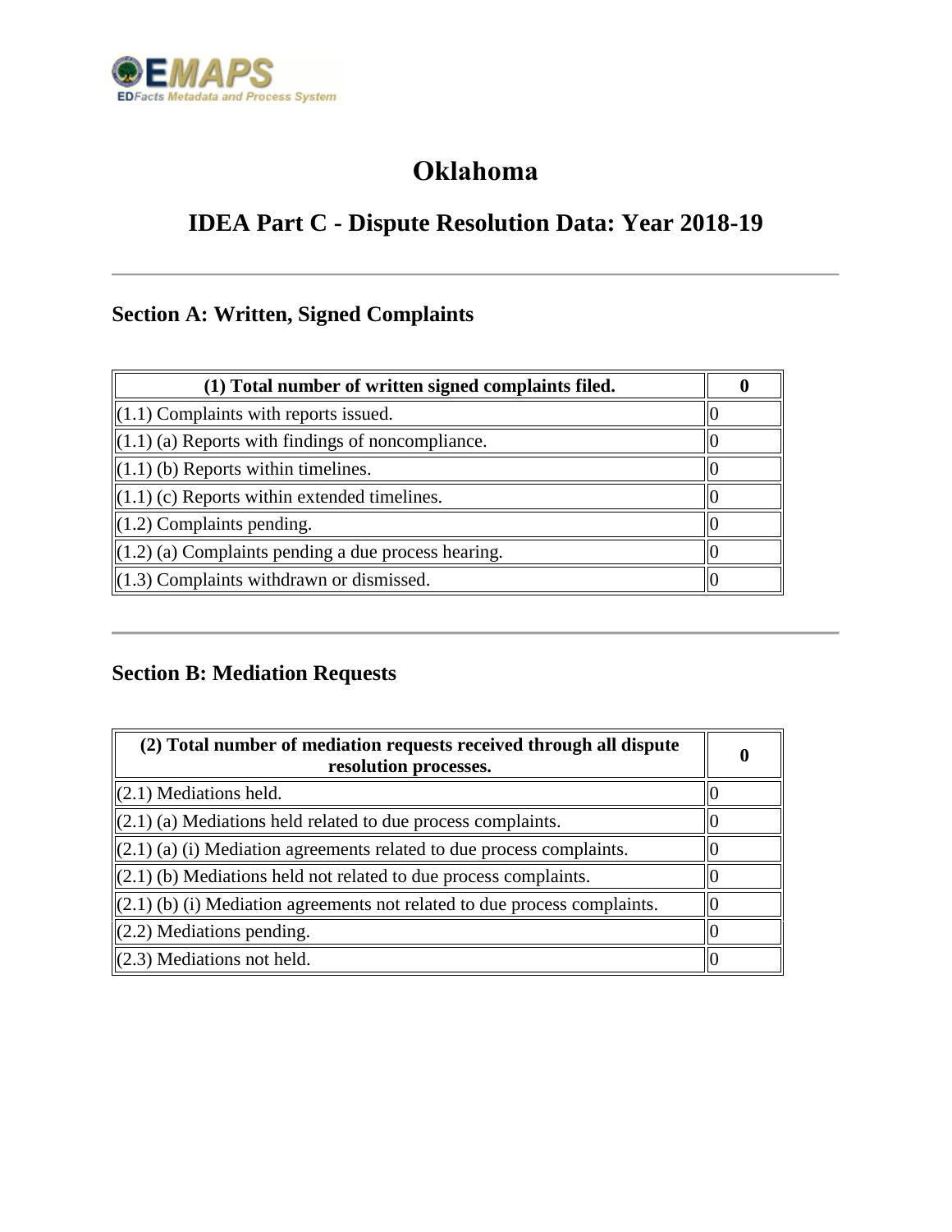# Oklahoma

## IDEA Part C - Dispute Resolution Data: Year 2018-19

### Section A: Written, Signed Complaints

| (1) Total number of written signed complaints filed. | 0 |
|---|---|
| (1.1) Complaints with reports issued. | 0 |
| (1.1) (a) Reports with findings of noncompliance. | 0 |
| (1.1) (b) Reports within timelines. | 0 |
| (1.1) (c) Reports within extended timelines. | 0 |
| (1.2) Complaints pending. | 0 |
| (1.2) (a) Complaints pending a due process hearing. | 0 |
| (1.3) Complaints withdrawn or dismissed. | 0 |

### Section B: Mediation Requests

| (2) Total number of mediation requests received through all dispute resolution processes. | 0 |
|---|---|
| (2.1) Mediations held. | 0 |
| (2.1) (a) Mediations held related to due process complaints. | 0 |
| (2.1) (a) (i) Mediation agreements related to due process complaints. | 0 |
| (2.1) (b) Mediations held not related to due process complaints. | 0 |
| (2.1) (b) (i) Mediation agreements not related to due process complaints. | 0 |
| (2.2) Mediations pending. | 0 |
| (2.3) Mediations not held. | 0 |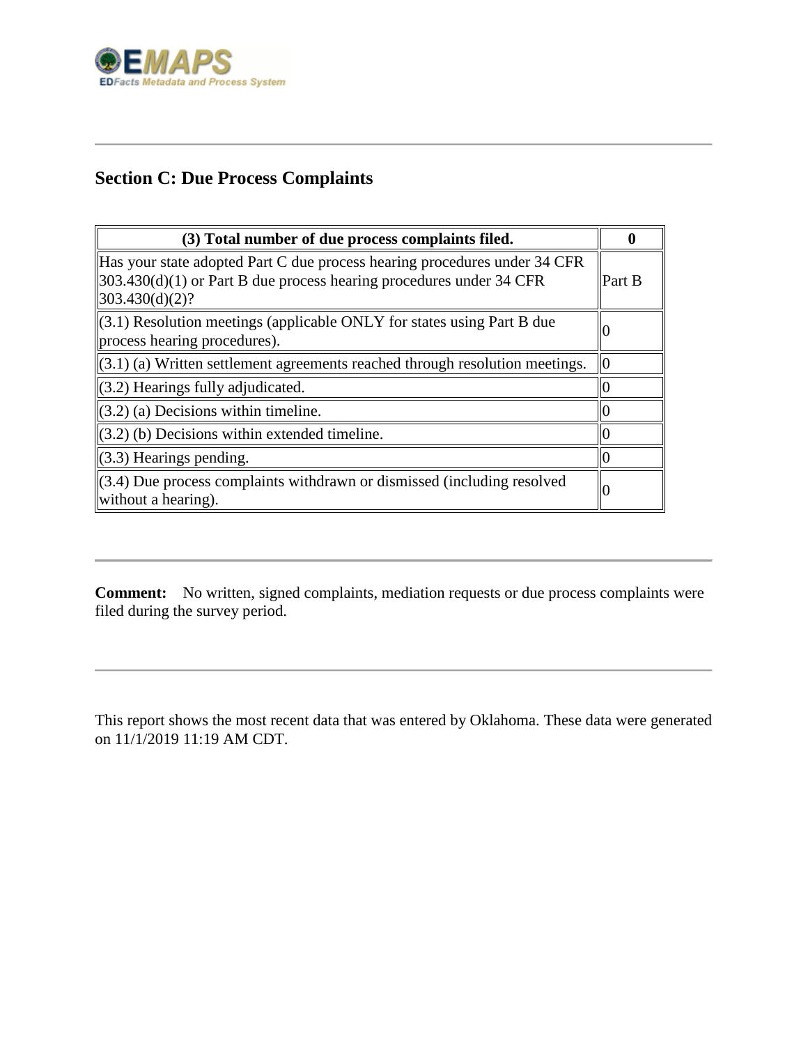## Section C: Due Process Complaints

| (3) Total number of due process complaints filed. | 0 |
| --- | --- |
| Has your state adopted Part C due process hearing procedures under 34 CFR 303.430(d)(1) or Part B due process hearing procedures under 34 CFR 303.430(d)(2)? | Part B |
| (3.1) Resolution meetings (applicable ONLY for states using Part B due process hearing procedures). | 0 |
| (3.1) (a) Written settlement agreements reached through resolution meetings. | 0 |
| (3.2) Hearings fully adjudicated. | 0 |
| (3.2) (a) Decisions within timeline. | 0 |
| (3.2) (b) Decisions within extended timeline. | 0 |
| (3.3) Hearings pending. | 0 |
| (3.4) Due process complaints withdrawn or dismissed (including resolved without a hearing). | 0 |

**Comment:** No written, signed complaints, mediation requests or due process complaints were filed during the survey period.

This report shows the most recent data that was entered by Oklahoma. These data were generated on 11/1/2019 11:19 AM CDT.